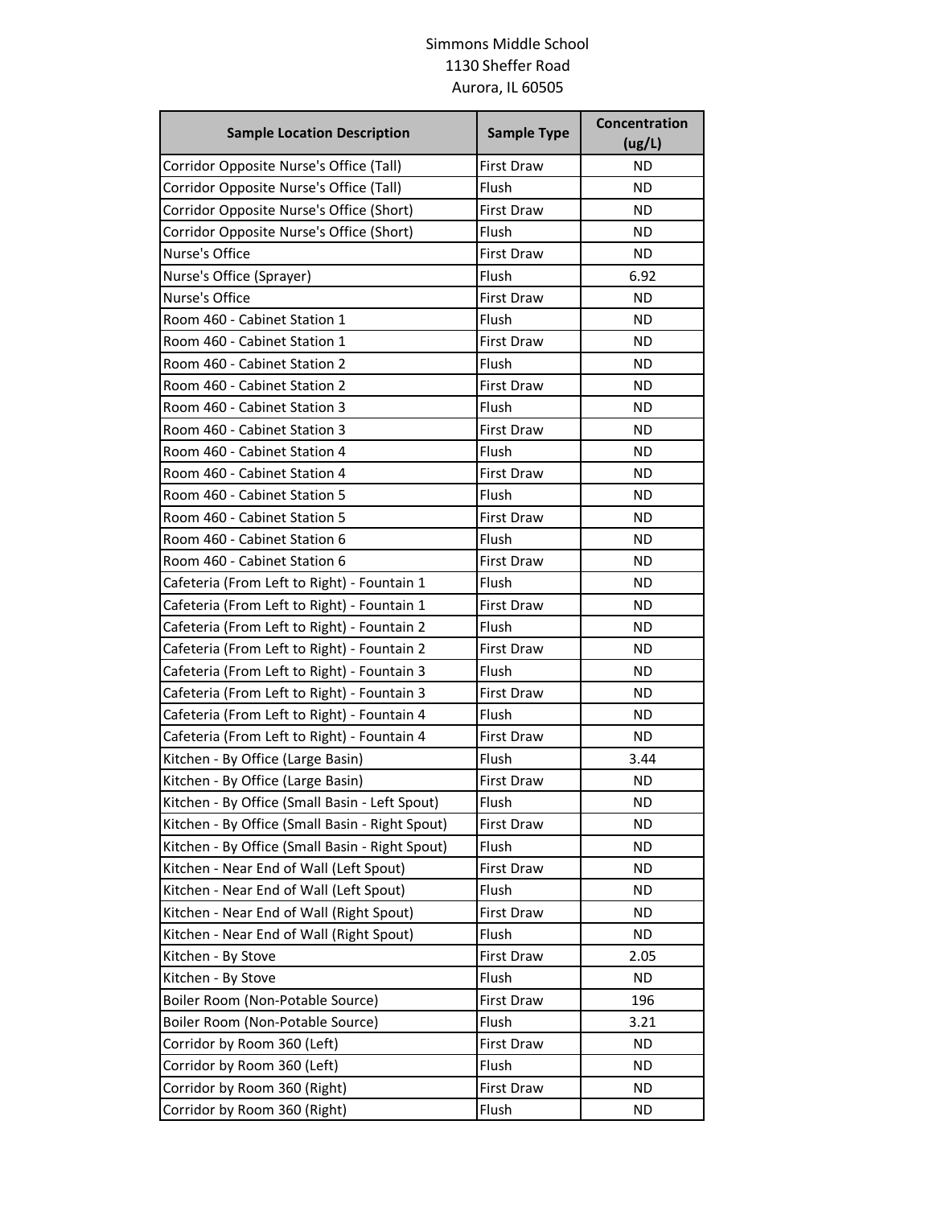Simmons Middle School
1130 Sheffer Road
Aurora, IL 60505

| Sample Location Description | Sample Type | Concentration (ug/L) |
| --- | --- | --- |
| Corridor Opposite Nurse's Office (Tall) | First Draw | ND |
| Corridor Opposite Nurse's Office (Tall) | Flush | ND |
| Corridor Opposite Nurse's Office (Short) | First Draw | ND |
| Corridor Opposite Nurse's Office (Short) | Flush | ND |
| Nurse's Office | First Draw | ND |
| Nurse's Office (Sprayer) | Flush | 6.92 |
| Nurse's Office | First Draw | ND |
| Room 460 - Cabinet Station 1 | Flush | ND |
| Room 460 - Cabinet Station 1 | First Draw | ND |
| Room 460 - Cabinet Station 2 | Flush | ND |
| Room 460 - Cabinet Station 2 | First Draw | ND |
| Room 460 - Cabinet Station 3 | Flush | ND |
| Room 460 - Cabinet Station 3 | First Draw | ND |
| Room 460 - Cabinet Station 4 | Flush | ND |
| Room 460 - Cabinet Station 4 | First Draw | ND |
| Room 460 - Cabinet Station 5 | Flush | ND |
| Room 460 - Cabinet Station 5 | First Draw | ND |
| Room 460 - Cabinet Station 6 | Flush | ND |
| Room 460 - Cabinet Station 6 | First Draw | ND |
| Cafeteria (From Left to Right) - Fountain 1 | Flush | ND |
| Cafeteria (From Left to Right) - Fountain 1 | First Draw | ND |
| Cafeteria (From Left to Right) - Fountain 2 | Flush | ND |
| Cafeteria (From Left to Right) - Fountain 2 | First Draw | ND |
| Cafeteria (From Left to Right) - Fountain 3 | Flush | ND |
| Cafeteria (From Left to Right) - Fountain 3 | First Draw | ND |
| Cafeteria (From Left to Right) - Fountain 4 | Flush | ND |
| Cafeteria (From Left to Right) - Fountain 4 | First Draw | ND |
| Kitchen - By Office (Large Basin) | Flush | 3.44 |
| Kitchen - By Office (Large Basin) | First Draw | ND |
| Kitchen - By Office (Small Basin - Left Spout) | Flush | ND |
| Kitchen - By Office (Small Basin - Right Spout) | First Draw | ND |
| Kitchen - By Office (Small Basin - Right Spout) | Flush | ND |
| Kitchen - Near End of Wall (Left Spout) | First Draw | ND |
| Kitchen - Near End of Wall (Left Spout) | Flush | ND |
| Kitchen - Near End of Wall (Right Spout) | First Draw | ND |
| Kitchen - Near End of Wall (Right Spout) | Flush | ND |
| Kitchen - By Stove | First Draw | 2.05 |
| Kitchen - By Stove | Flush | ND |
| Boiler Room (Non-Potable Source) | First Draw | 196 |
| Boiler Room (Non-Potable Source) | Flush | 3.21 |
| Corridor by Room 360 (Left) | First Draw | ND |
| Corridor by Room 360 (Left) | Flush | ND |
| Corridor by Room 360 (Right) | First Draw | ND |
| Corridor by Room 360 (Right) | Flush | ND |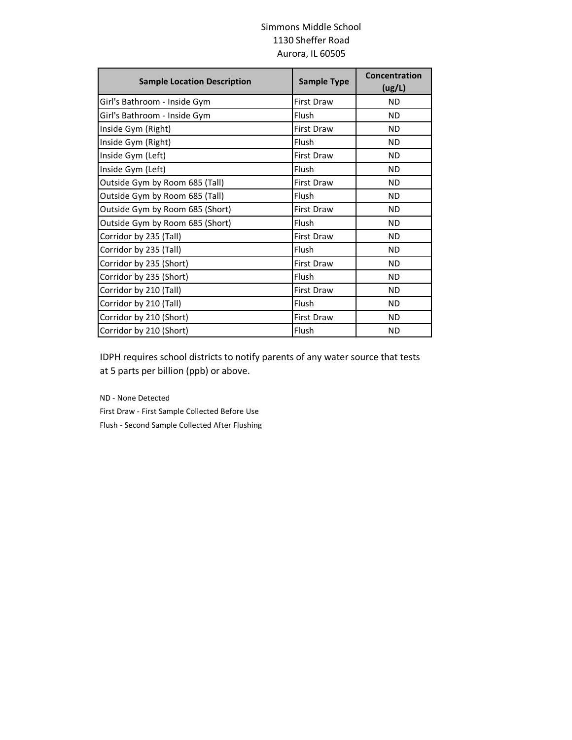Simmons Middle School
1130 Sheffer Road
Aurora, IL 60505

| Sample Location Description | Sample Type | Concentration (ug/L) |
|---|---|---|
| Girl's Bathroom - Inside Gym | First Draw | ND |
| Girl's Bathroom - Inside Gym | Flush | ND |
| Inside Gym (Right) | First Draw | ND |
| Inside Gym (Right) | Flush | ND |
| Inside Gym (Left) | First Draw | ND |
| Inside Gym (Left) | Flush | ND |
| Outside Gym by Room 685 (Tall) | First Draw | ND |
| Outside Gym by Room 685 (Tall) | Flush | ND |
| Outside Gym by Room 685 (Short) | First Draw | ND |
| Outside Gym by Room 685 (Short) | Flush | ND |
| Corridor by 235 (Tall) | First Draw | ND |
| Corridor by 235 (Tall) | Flush | ND |
| Corridor by 235 (Short) | First Draw | ND |
| Corridor by 235 (Short) | Flush | ND |
| Corridor by 210 (Tall) | First Draw | ND |
| Corridor by 210 (Tall) | Flush | ND |
| Corridor by 210 (Short) | First Draw | ND |
| Corridor by 210 (Short) | Flush | ND |

IDPH requires school districts to notify parents of any water source that tests at 5 parts per billion (ppb) or above.

ND - None Detected

First Draw - First Sample Collected Before Use

Flush - Second Sample Collected After Flushing